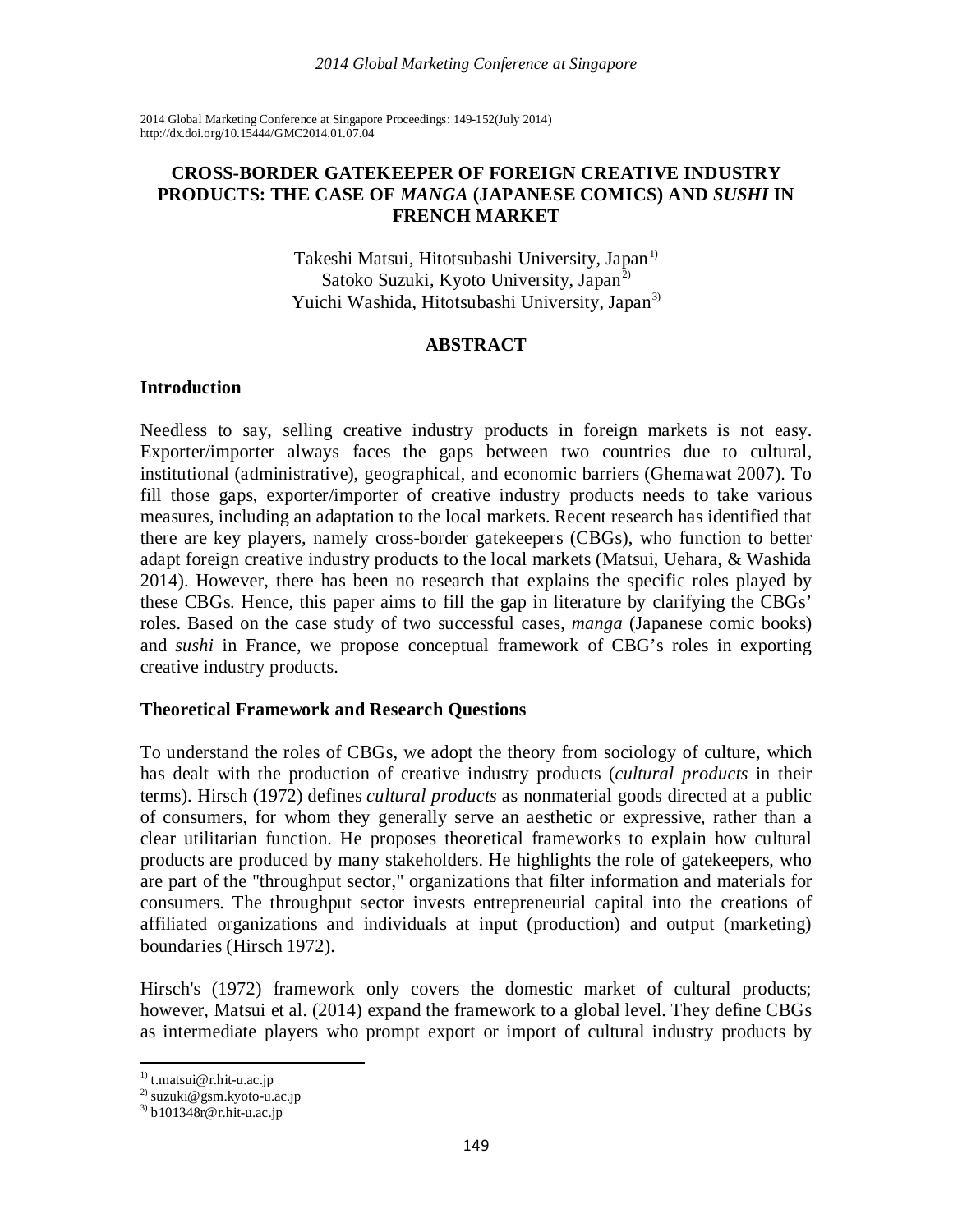2014 Global Marketing Conference at Singapore Proceedings: 149-152(July 2014)
http://dx.doi.org/10.15444/GMC2014.01.07.04

# CROSS-BORDER GATEKEEPER OF FOREIGN CREATIVE INDUSTRY PRODUCTS: THE CASE OF *MANGA* (JAPANESE COMICS) AND *SUSHI* IN FRENCH MARKET

Takeshi Matsui, Hitotsubashi University, Japan[1)]
Satoko Suzuki, Kyoto University, Japan[2)]
Yuichi Washida, Hitotsubashi University, Japan[3)]

## ABSTRACT

### Introduction

Needless to say, selling creative industry products in foreign markets is not easy. Exporter/importer always faces the gaps between two countries due to cultural, institutional (administrative), geographical, and economic barriers (Ghemawat 2007). To fill those gaps, exporter/importer of creative industry products needs to take various measures, including an adaptation to the local markets. Recent research has identified that there are key players, namely cross-border gatekeepers (CBGs), who function to better adapt foreign creative industry products to the local markets (Matsui, Uehara, & Washida 2014). However, there has been no research that explains the specific roles played by these CBGs. Hence, this paper aims to fill the gap in literature by clarifying the CBGs' roles. Based on the case study of two successful cases, *manga* (Japanese comic books) and *sushi* in France, we propose conceptual framework of CBG's roles in exporting creative industry products.

### Theoretical Framework and Research Questions

To understand the roles of CBGs, we adopt the theory from sociology of culture, which has dealt with the production of creative industry products (*cultural products* in their terms). Hirsch (1972) defines *cultural products* as nonmaterial goods directed at a public of consumers, for whom they generally serve an aesthetic or expressive, rather than a clear utilitarian function. He proposes theoretical frameworks to explain how cultural products are produced by many stakeholders. He highlights the role of gatekeepers, who are part of the "throughput sector," organizations that filter information and materials for consumers. The throughput sector invests entrepreneurial capital into the creations of affiliated organizations and individuals at input (production) and output (marketing) boundaries (Hirsch 1972).

Hirsch's (1972) framework only covers the domestic market of cultural products; however, Matsui et al. (2014) expand the framework to a global level. They define CBGs as intermediate players who prompt export or import of cultural industry products by

[1)] t.matsui@r.hit-u.ac.jp
[2)] suzuki@gsm.kyoto-u.ac.jp
[3)] b101348r@r.hit-u.ac.jp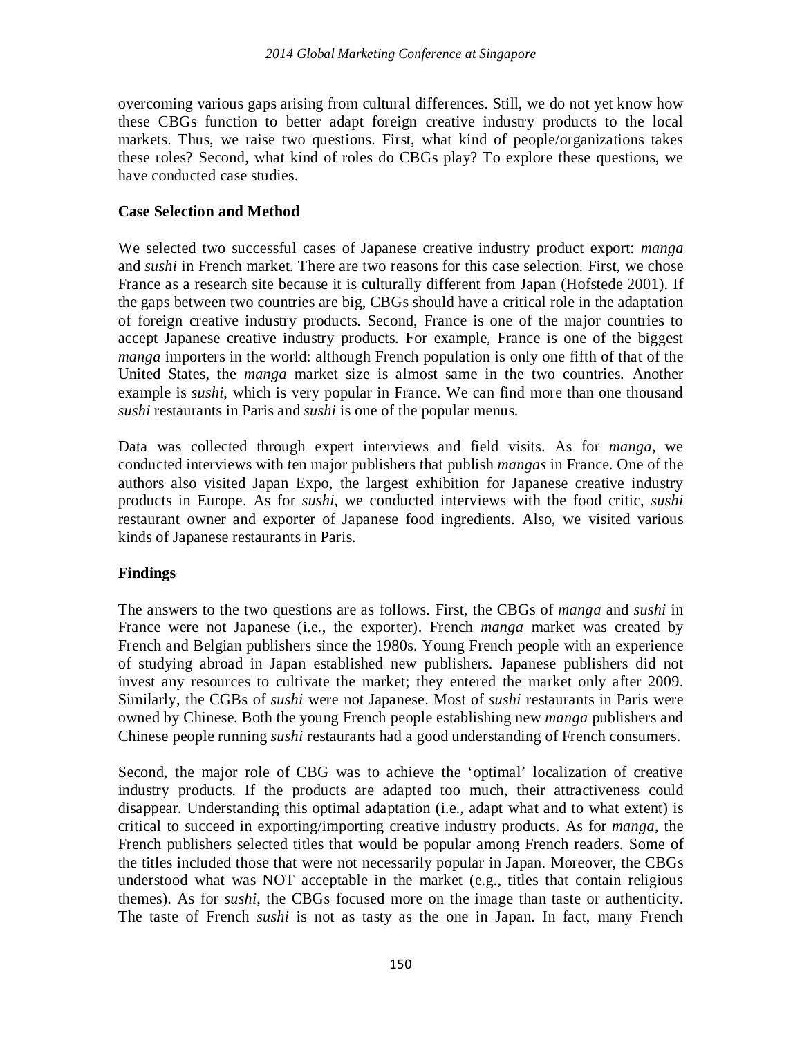overcoming various gaps arising from cultural differences. Still, we do not yet know how these CBGs function to better adapt foreign creative industry products to the local markets. Thus, we raise two questions. First, what kind of people/organizations takes these roles? Second, what kind of roles do CBGs play? To explore these questions, we have conducted case studies.

## Case Selection and Method

We selected two successful cases of Japanese creative industry product export: *manga* and *sushi* in French market. There are two reasons for this case selection. First, we chose France as a research site because it is culturally different from Japan (Hofstede 2001). If the gaps between two countries are big, CBGs should have a critical role in the adaptation of foreign creative industry products. Second, France is one of the major countries to accept Japanese creative industry products. For example, France is one of the biggest *manga* importers in the world: although French population is only one fifth of that of the United States, the *manga* market size is almost same in the two countries. Another example is *sushi*, which is very popular in France. We can find more than one thousand *sushi* restaurants in Paris and *sushi* is one of the popular menus.

Data was collected through expert interviews and field visits. As for *manga*, we conducted interviews with ten major publishers that publish *mangas* in France. One of the authors also visited Japan Expo, the largest exhibition for Japanese creative industry products in Europe. As for *sushi*, we conducted interviews with the food critic, *sushi* restaurant owner and exporter of Japanese food ingredients. Also, we visited various kinds of Japanese restaurants in Paris.

## Findings

The answers to the two questions are as follows. First, the CBGs of *manga* and *sushi* in France were not Japanese (i.e., the exporter). French *manga* market was created by French and Belgian publishers since the 1980s. Young French people with an experience of studying abroad in Japan established new publishers. Japanese publishers did not invest any resources to cultivate the market; they entered the market only after 2009. Similarly, the CGBs of *sushi* were not Japanese. Most of *sushi* restaurants in Paris were owned by Chinese. Both the young French people establishing new *manga* publishers and Chinese people running *sushi* restaurants had a good understanding of French consumers.

Second, the major role of CBG was to achieve the 'optimal' localization of creative industry products. If the products are adapted too much, their attractiveness could disappear. Understanding this optimal adaptation (i.e., adapt what and to what extent) is critical to succeed in exporting/importing creative industry products. As for *manga*, the French publishers selected titles that would be popular among French readers. Some of the titles included those that were not necessarily popular in Japan. Moreover, the CBGs understood what was NOT acceptable in the market (e.g., titles that contain religious themes). As for *sushi*, the CBGs focused more on the image than taste or authenticity. The taste of French *sushi* is not as tasty as the one in Japan. In fact, many French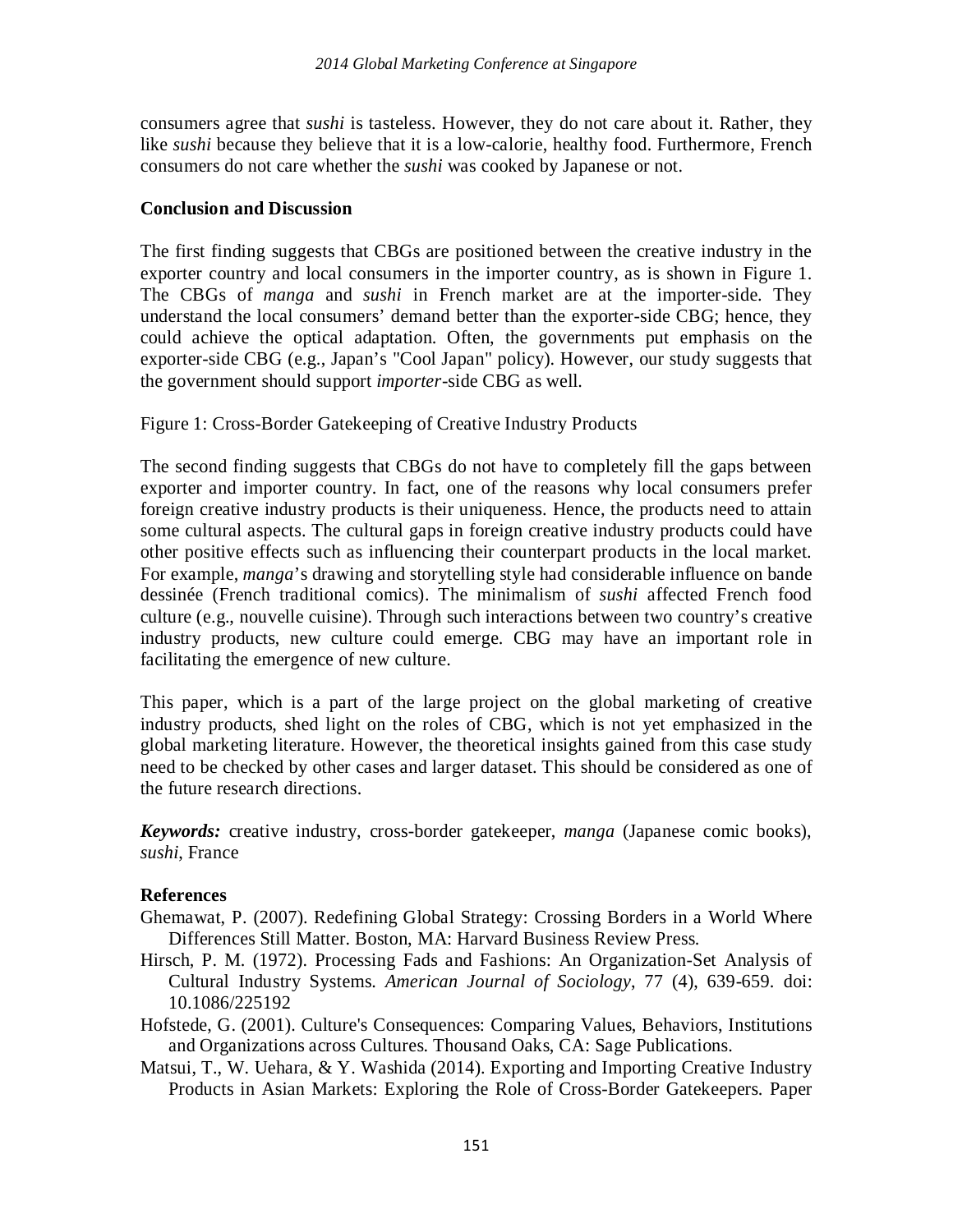consumers agree that *sushi* is tasteless. However, they do not care about it. Rather, they like *sushi* because they believe that it is a low-calorie, healthy food. Furthermore, French consumers do not care whether the *sushi* was cooked by Japanese or not.

## Conclusion and Discussion

The first finding suggests that CBGs are positioned between the creative industry in the exporter country and local consumers in the importer country, as is shown in Figure 1. The CBGs of *manga* and *sushi* in French market are at the importer-side. They understand the local consumers' demand better than the exporter-side CBG; hence, they could achieve the optical adaptation. Often, the governments put emphasis on the exporter-side CBG (e.g., Japan's "Cool Japan" policy). However, our study suggests that the government should support *importer*-side CBG as well.

Figure 1: Cross-Border Gatekeeping of Creative Industry Products

The second finding suggests that CBGs do not have to completely fill the gaps between exporter and importer country. In fact, one of the reasons why local consumers prefer foreign creative industry products is their uniqueness. Hence, the products need to attain some cultural aspects. The cultural gaps in foreign creative industry products could have other positive effects such as influencing their counterpart products in the local market. For example, *manga*'s drawing and storytelling style had considerable influence on bande dessinée (French traditional comics). The minimalism of *sushi* affected French food culture (e.g., nouvelle cuisine). Through such interactions between two country's creative industry products, new culture could emerge. CBG may have an important role in facilitating the emergence of new culture.

This paper, which is a part of the large project on the global marketing of creative industry products, shed light on the roles of CBG, which is not yet emphasized in the global marketing literature. However, the theoretical insights gained from this case study need to be checked by other cases and larger dataset. This should be considered as one of the future research directions.

***Keywords:*** creative industry, cross-border gatekeeper, *manga* (Japanese comic books), *sushi*, France

## References

Ghemawat, P. (2007). Redefining Global Strategy: Crossing Borders in a World Where Differences Still Matter. Boston, MA: Harvard Business Review Press.

Hirsch, P. M. (1972). Processing Fads and Fashions: An Organization-Set Analysis of Cultural Industry Systems. *American Journal of Sociology*, 77 (4), 639-659. doi: 10.1086/225192

Hofstede, G. (2001). Culture's Consequences: Comparing Values, Behaviors, Institutions and Organizations across Cultures. Thousand Oaks, CA: Sage Publications.

Matsui, T., W. Uehara, & Y. Washida (2014). Exporting and Importing Creative Industry Products in Asian Markets: Exploring the Role of Cross-Border Gatekeepers. Paper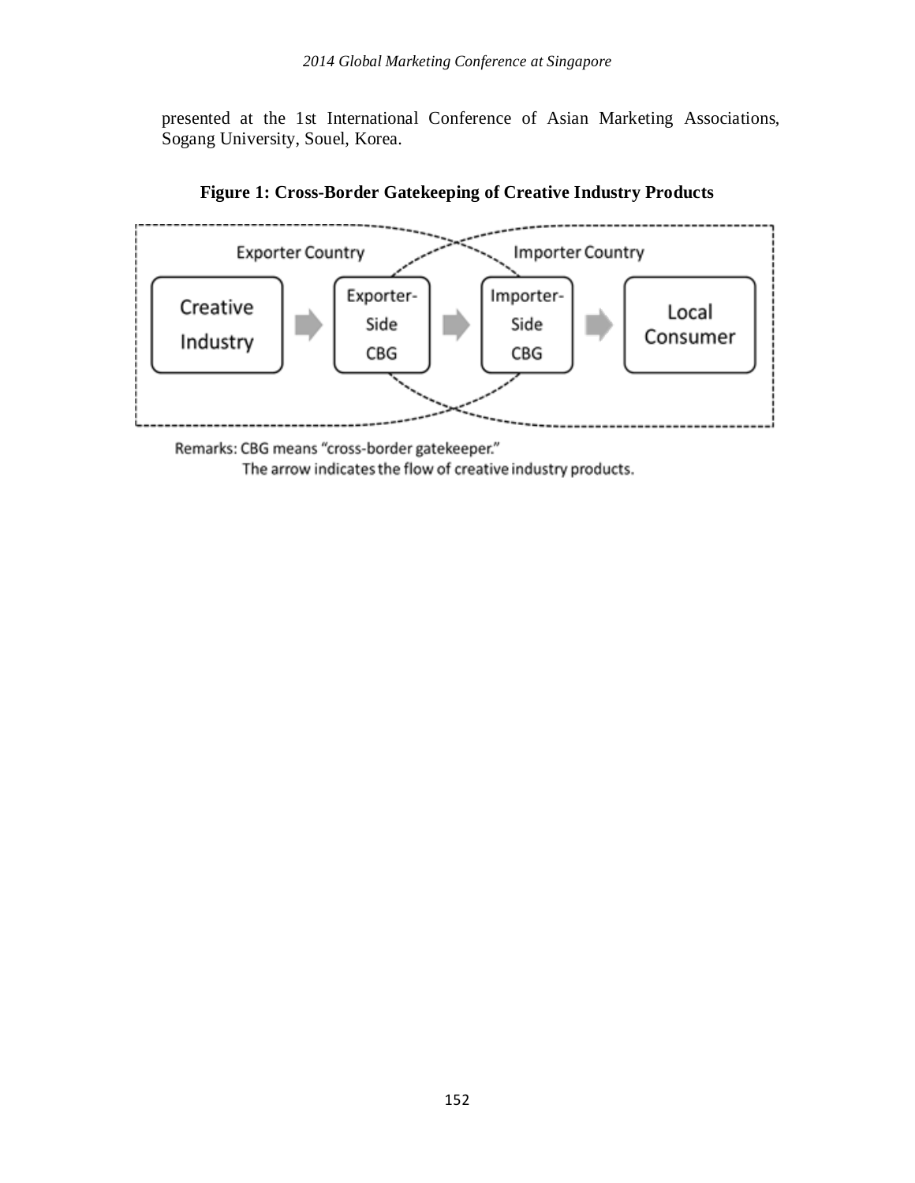presented at the 1st International Conference of Asian Marketing Associations, Sogang University, Souel, Korea.

**Figure 1: Cross-Border Gatekeeping of Creative Industry Products**

Exporter Country

Importer Country

Creative Industry

Exporter-Side CBG

Importer-Side CBG

Local Consumer

Remarks: CBG means "cross-border gatekeeper."
The arrow indicates the flow of creative industry products.